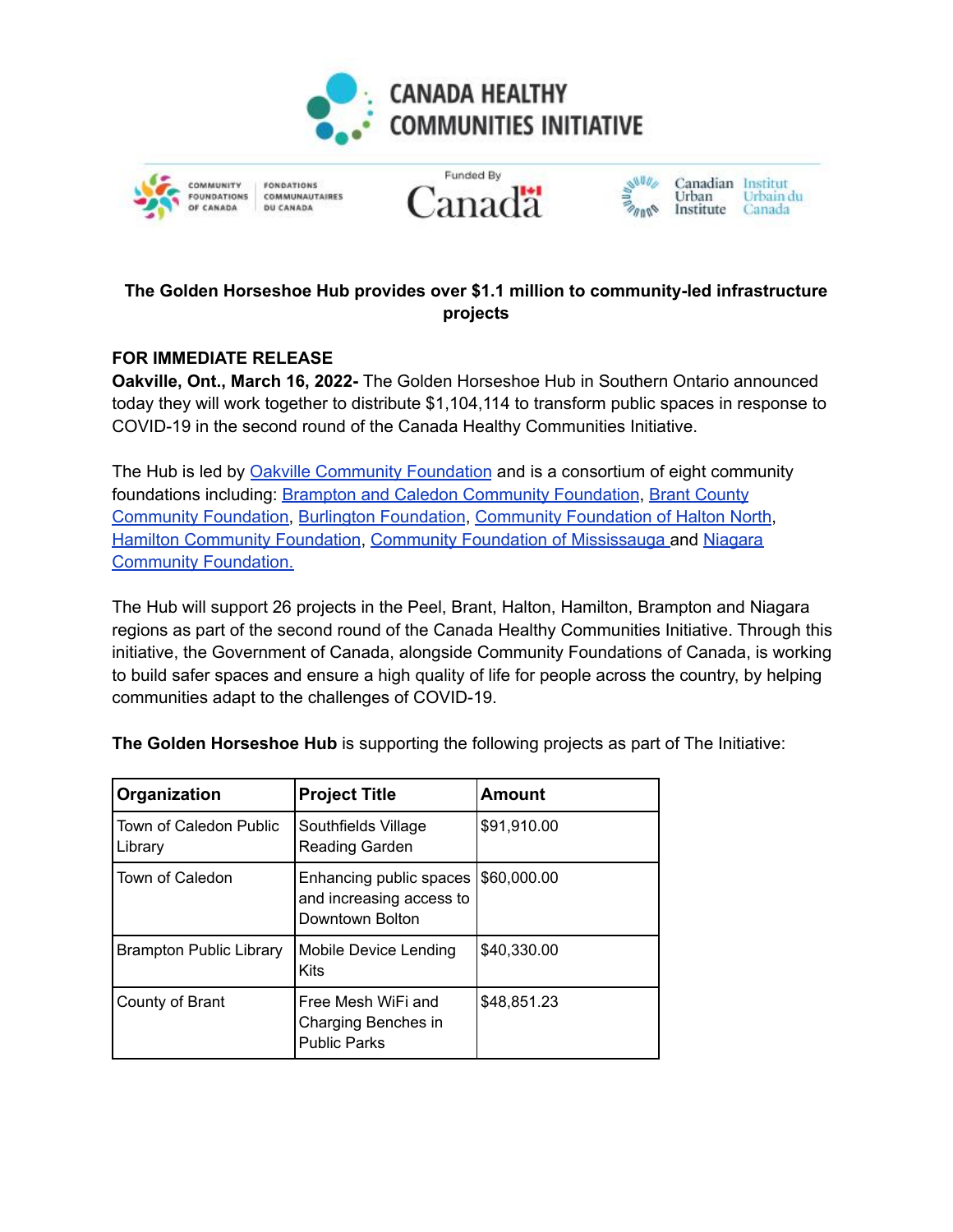CANADA HEALTHY COMMUNITIES INITIATIVE

COMMUNITY FOUNDATIONS OF CANADA | FONDATIONS COMMUNAUTAIRES DU CANADA

Funded By Canada

Canadian Urban Institute | Institut Urbain du Canada

## The Golden Horseshoe Hub provides over $1.1 million to community-led infrastructure projects

**FOR IMMEDIATE RELEASE**

**Oakville, Ont., March 16, 2022-** The Golden Horseshoe Hub in Southern Ontario announced today they will work together to distribute $1,104,114 to transform public spaces in response to COVID-19 in the second round of the Canada Healthy Communities Initiative.

The Hub is led by Oakville Community Foundation and is a consortium of eight community foundations including: Brampton and Caledon Community Foundation, Brant County Community Foundation, Burlington Foundation, Community Foundation of Halton North, Hamilton Community Foundation, Community Foundation of Mississauga and Niagara Community Foundation.

The Hub will support 26 projects in the Peel, Brant, Halton, Hamilton, Brampton and Niagara regions as part of the second round of the Canada Healthy Communities Initiative. Through this initiative, the Government of Canada, alongside Community Foundations of Canada, is working to build safer spaces and ensure a high quality of life for people across the country, by helping communities adapt to the challenges of COVID-19.

**The Golden Horseshoe Hub** is supporting the following projects as part of The Initiative:

| Organization | Project Title | Amount |
|---|---|---|
| Town of Caledon Public Library | Southfields Village Reading Garden | $91,910.00 |
| Town of Caledon | Enhancing public spaces and increasing access to Downtown Bolton | $60,000.00 |
| Brampton Public Library | Mobile Device Lending Kits | $40,330.00 |
| County of Brant | Free Mesh WiFi and Charging Benches in Public Parks | $48,851.23 |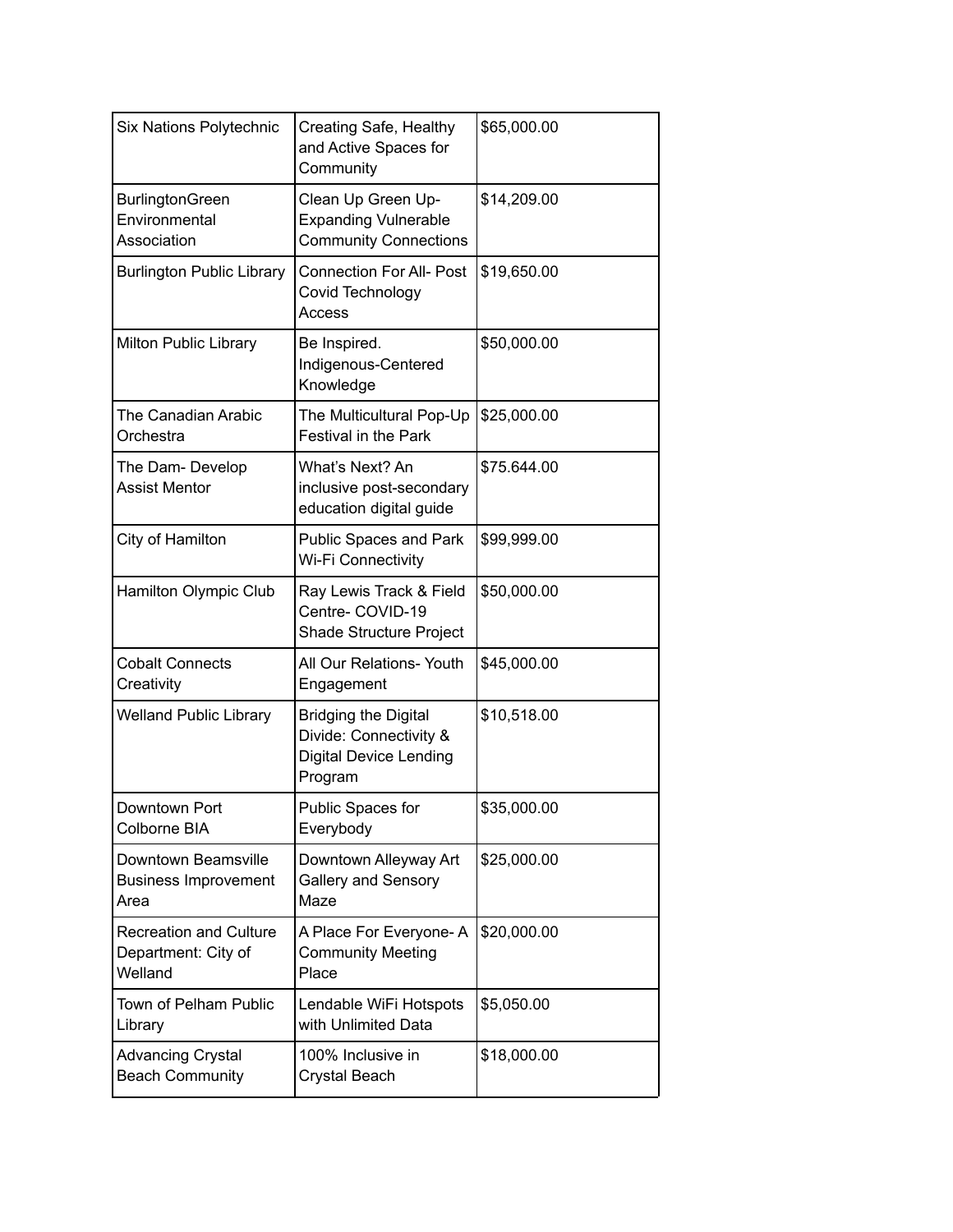| Six Nations Polytechnic | Creating Safe, Healthy and Active Spaces for Community | $65,000.00 |
|---|---|---|
| BurlingtonGreen Environmental Association | Clean Up Green Up- Expanding Vulnerable Community Connections | $14,209.00 |
| Burlington Public Library | Connection For All- Post Covid Technology Access | $19,650.00 |
| Milton Public Library | Be Inspired. Indigenous-Centered Knowledge | $50,000.00 |
| The Canadian Arabic Orchestra | The Multicultural Pop-Up Festival in the Park | $25,000.00 |
| The Dam- Develop Assist Mentor | What's Next? An inclusive post-secondary education digital guide | $75.644.00 |
| City of Hamilton | Public Spaces and Park Wi-Fi Connectivity | $99,999.00 |
| Hamilton Olympic Club | Ray Lewis Track & Field Centre- COVID-19 Shade Structure Project | $50,000.00 |
| Cobalt Connects Creativity | All Our Relations- Youth Engagement | $45,000.00 |
| Welland Public Library | Bridging the Digital Divide: Connectivity & Digital Device Lending Program | $10,518.00 |
| Downtown Port Colborne BIA | Public Spaces for Everybody | $35,000.00 |
| Downtown Beamsville Business Improvement Area | Downtown Alleyway Art Gallery and Sensory Maze | $25,000.00 |
| Recreation and Culture Department: City of Welland | A Place For Everyone- A Community Meeting Place | $20,000.00 |
| Town of Pelham Public Library | Lendable WiFi Hotspots with Unlimited Data | $5,050.00 |
| Advancing Crystal Beach Community | 100% Inclusive in Crystal Beach | $18,000.00 |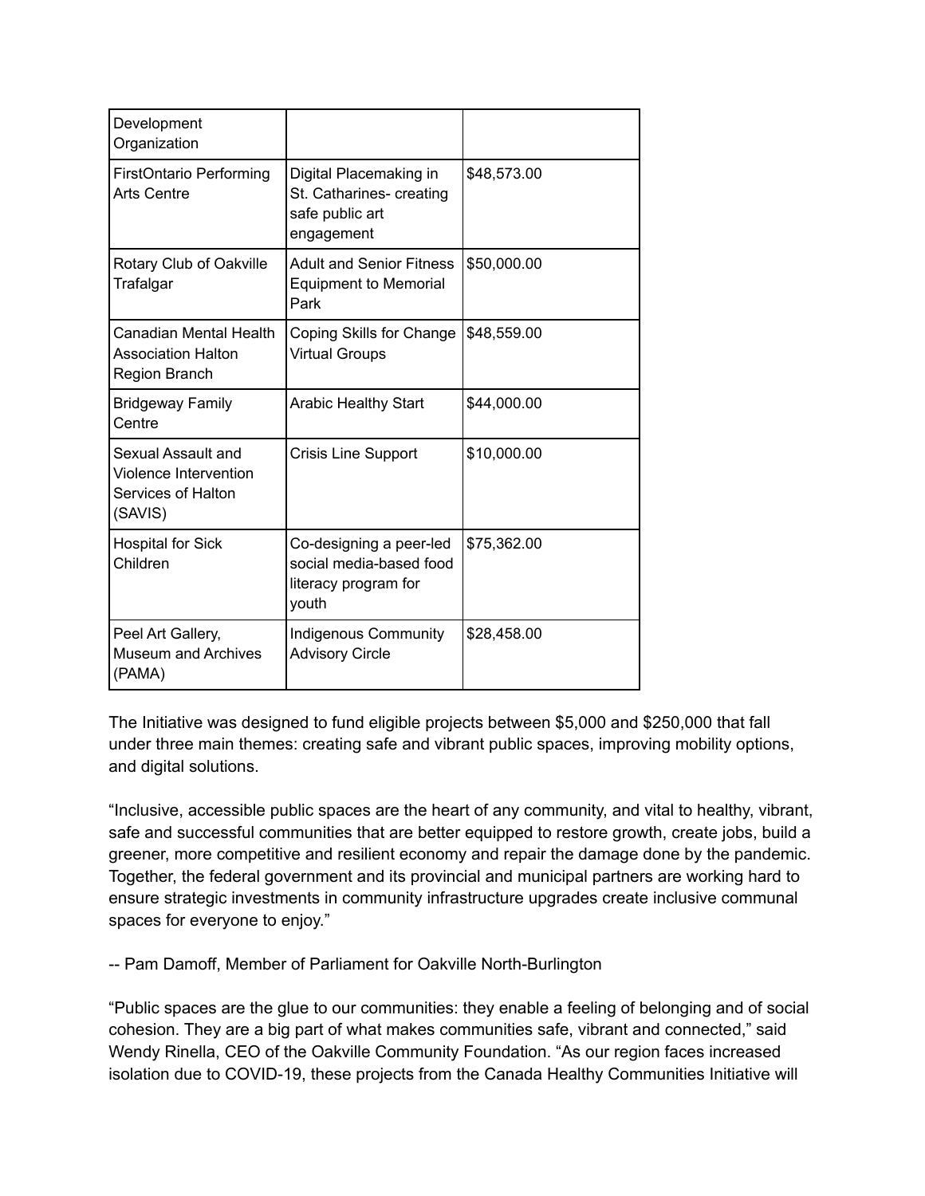| | | |
|---|---|---|
| Development Organization | | |
| FirstOntario Performing Arts Centre | Digital Placemaking in St. Catharines- creating safe public art engagement | $48,573.00 |
| Rotary Club of Oakville Trafalgar | Adult and Senior Fitness Equipment to Memorial Park | $50,000.00 |
| Canadian Mental Health Association Halton Region Branch | Coping Skills for Change Virtual Groups | $48,559.00 |
| Bridgeway Family Centre | Arabic Healthy Start | $44,000.00 |
| Sexual Assault and Violence Intervention Services of Halton (SAVIS) | Crisis Line Support | $10,000.00 |
| Hospital for Sick Children | Co-designing a peer-led social media-based food literacy program for youth | $75,362.00 |
| Peel Art Gallery, Museum and Archives (PAMA) | Indigenous Community Advisory Circle | $28,458.00 |

The Initiative was designed to fund eligible projects between $5,000 and $250,000 that fall under three main themes: creating safe and vibrant public spaces, improving mobility options, and digital solutions.

"Inclusive, accessible public spaces are the heart of any community, and vital to healthy, vibrant, safe and successful communities that are better equipped to restore growth, create jobs, build a greener, more competitive and resilient economy and repair the damage done by the pandemic. Together, the federal government and its provincial and municipal partners are working hard to ensure strategic investments in community infrastructure upgrades create inclusive communal spaces for everyone to enjoy."

-- Pam Damoff, Member of Parliament for Oakville North-Burlington

"Public spaces are the glue to our communities: they enable a feeling of belonging and of social cohesion. They are a big part of what makes communities safe, vibrant and connected," said Wendy Rinella, CEO of the Oakville Community Foundation. "As our region faces increased isolation due to COVID-19, these projects from the Canada Healthy Communities Initiative will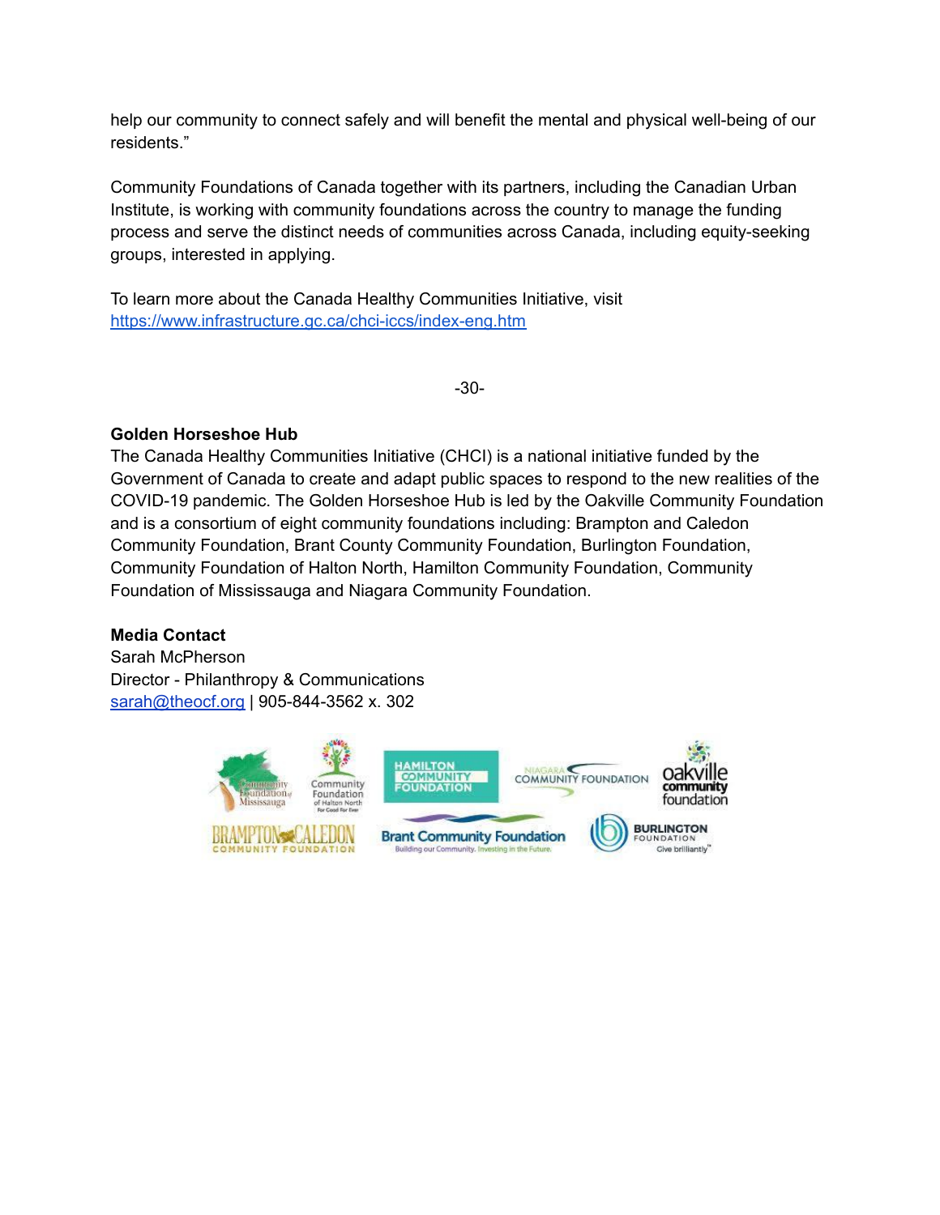help our community to connect safely and will benefit the mental and physical well-being of our residents."

Community Foundations of Canada together with its partners, including the Canadian Urban Institute, is working with community foundations across the country to manage the funding process and serve the distinct needs of communities across Canada, including equity-seeking groups, interested in applying.

To learn more about the Canada Healthy Communities Initiative, visit https://www.infrastructure.gc.ca/chci-iccs/index-eng.htm

-30-

**Golden Horseshoe Hub**
The Canada Healthy Communities Initiative (CHCI) is a national initiative funded by the Government of Canada to create and adapt public spaces to respond to the new realities of the COVID-19 pandemic. The Golden Horseshoe Hub is led by the Oakville Community Foundation and is a consortium of eight community foundations including: Brampton and Caledon Community Foundation, Brant County Community Foundation, Burlington Foundation, Community Foundation of Halton North, Hamilton Community Foundation, Community Foundation of Mississauga and Niagara Community Foundation.

**Media Contact**
Sarah McPherson
Director - Philanthropy & Communications
sarah@theocf.org | 905-844-3562 x. 302